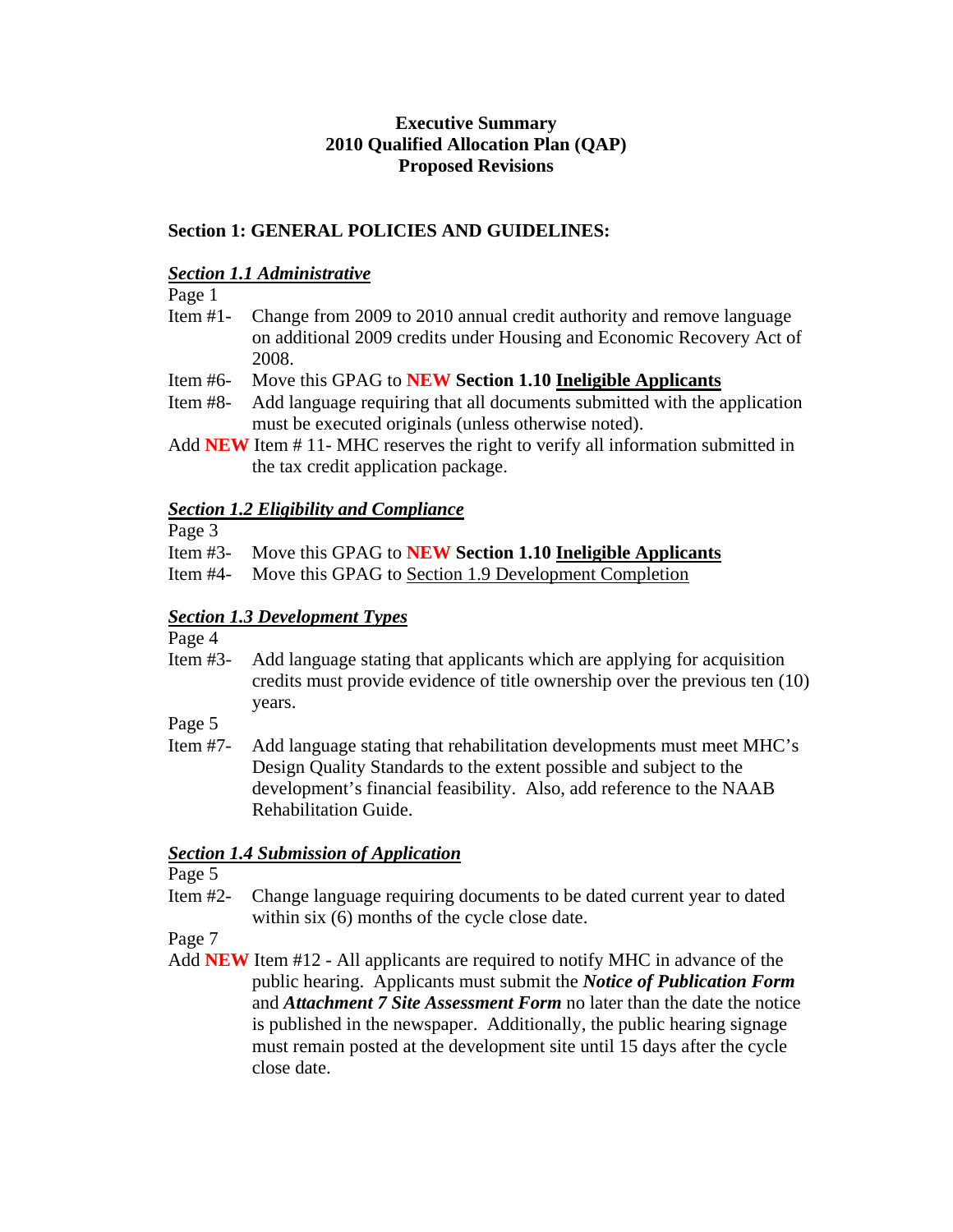**Executive Summary**
**2010 Qualified Allocation Plan (QAP)**
**Proposed Revisions**

## Section 1: GENERAL POLICIES AND GUIDELINES:

### ***Section 1.1 Administrative***

Page 1

Item #1- Change from 2009 to 2010 annual credit authority and remove language on additional 2009 credits under Housing and Economic Recovery Act of 2008.

Item #6- Move this GPAG to **NEW Section 1.10 Ineligible Applicants**

Item #8- Add language requiring that all documents submitted with the application must be executed originals (unless otherwise noted).

Add **NEW** Item # 11- MHC reserves the right to verify all information submitted in the tax credit application package.

### ***Section 1.2 Eligibility and Compliance***

Page 3

Item #3- Move this GPAG to **NEW Section 1.10 Ineligible Applicants**

Item #4- Move this GPAG to Section 1.9 Development Completion

### ***Section 1.3 Development Types***

Page 4

Item #3- Add language stating that applicants which are applying for acquisition credits must provide evidence of title ownership over the previous ten (10) years.

Page 5

Item #7- Add language stating that rehabilitation developments must meet MHC's Design Quality Standards to the extent possible and subject to the development's financial feasibility. Also, add reference to the NAAB Rehabilitation Guide.

### ***Section 1.4 Submission of Application***

Page 5

Item #2- Change language requiring documents to be dated current year to dated within six (6) months of the cycle close date.

Page 7

Add **NEW** Item #12 - All applicants are required to notify MHC in advance of the public hearing. Applicants must submit the ***Notice of Publication Form*** and ***Attachment 7 Site Assessment Form*** no later than the date the notice is published in the newspaper. Additionally, the public hearing signage must remain posted at the development site until 15 days after the cycle close date.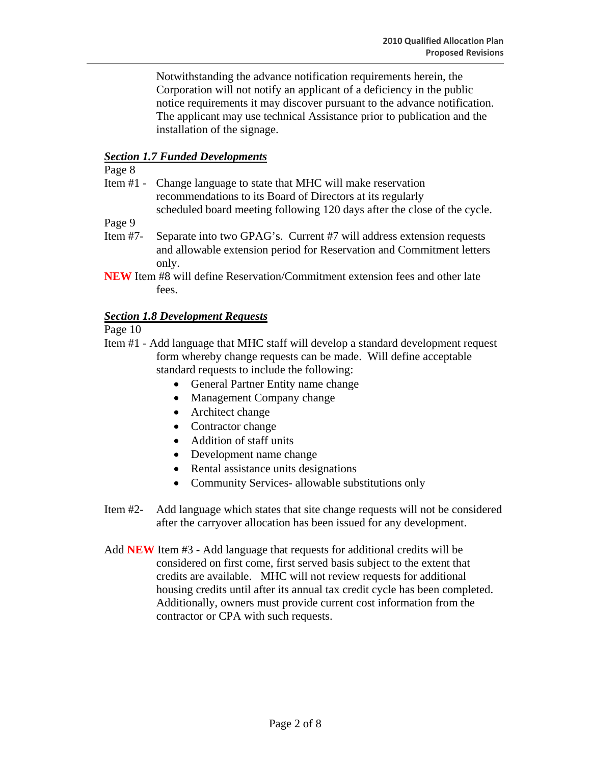Notwithstanding the advance notification requirements herein, the Corporation will not notify an applicant of a deficiency in the public notice requirements it may discover pursuant to the advance notification. The applicant may use technical Assistance prior to publication and the installation of the signage.

***Section 1.7 Funded Developments***

Page 8

Item #1 - Change language to state that MHC will make reservation recommendations to its Board of Directors at its regularly scheduled board meeting following 120 days after the close of the cycle.

Page 9

Item #7- Separate into two GPAG's. Current #7 will address extension requests and allowable extension period for Reservation and Commitment letters only.

**NEW** Item #8 will define Reservation/Commitment extension fees and other late fees.

***Section 1.8 Development Requests***

Page 10

Item #1 - Add language that MHC staff will develop a standard development request form whereby change requests can be made. Will define acceptable standard requests to include the following:

- General Partner Entity name change
- Management Company change
- Architect change
- Contractor change
- Addition of staff units
- Development name change
- Rental assistance units designations
- Community Services- allowable substitutions only

Item #2- Add language which states that site change requests will not be considered after the carryover allocation has been issued for any development.

Add **NEW** Item #3 - Add language that requests for additional credits will be considered on first come, first served basis subject to the extent that credits are available. MHC will not review requests for additional housing credits until after its annual tax credit cycle has been completed. Additionally, owners must provide current cost information from the contractor or CPA with such requests.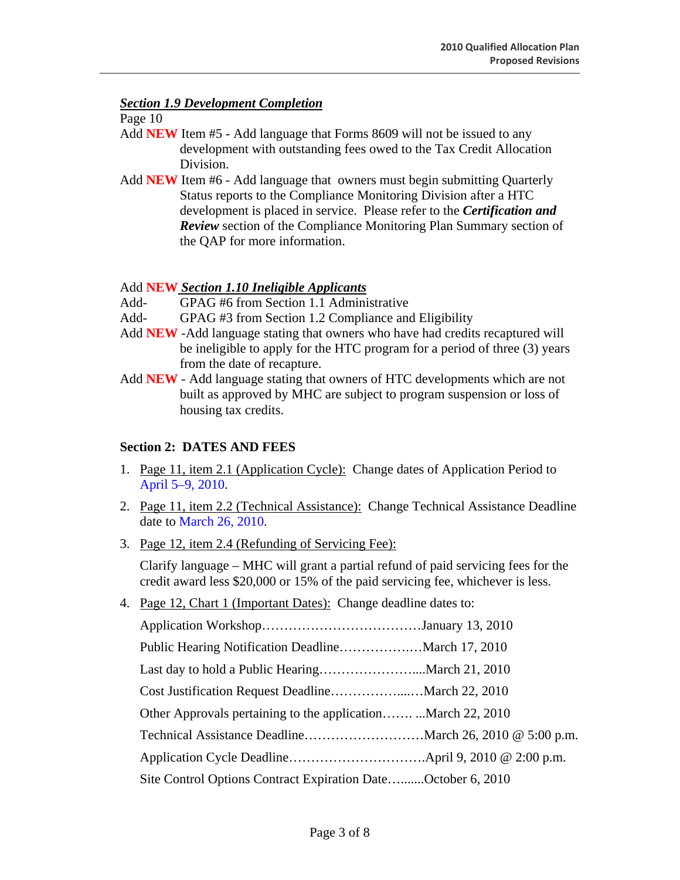### ***Section 1.9 Development Completion***

Page 10

Add **NEW** Item #5 - Add language that Forms 8609 will not be issued to any development with outstanding fees owed to the Tax Credit Allocation Division.

Add **NEW** Item #6 - Add language that owners must begin submitting Quarterly Status reports to the Compliance Monitoring Division after a HTC development is placed in service. Please refer to the ***Certification and Review*** section of the Compliance Monitoring Plan Summary section of the QAP for more information.

### Add **NEW** ***Section 1.10 Ineligible Applicants***

Add- GPAG #6 from Section 1.1 Administrative

Add- GPAG #3 from Section 1.2 Compliance and Eligibility

Add **NEW** -Add language stating that owners who have had credits recaptured will be ineligible to apply for the HTC program for a period of three (3) years from the date of recapture.

Add **NEW** - Add language stating that owners of HTC developments which are not built as approved by MHC are subject to program suspension or loss of housing tax credits.

## Section 2: DATES AND FEES

1. Page 11, item 2.1 (Application Cycle): Change dates of Application Period to April 5–9, 2010.
2. Page 11, item 2.2 (Technical Assistance): Change Technical Assistance Deadline date to March 26, 2010.
3. Page 12, item 2.4 (Refunding of Servicing Fee):

   Clarify language – MHC will grant a partial refund of paid servicing fees for the credit award less $20,000 or 15% of the paid servicing fee, whichever is less.
4. Page 12, Chart 1 (Important Dates): Change deadline dates to:

   Application Workshop……………………………….January 13, 2010

   Public Hearing Notification Deadline…………….…March 17, 2010

   Last day to hold a Public Hearing…………………....March 21, 2010

   Cost Justification Request Deadline…………….....…March 22, 2010

   Other Approvals pertaining to the application……. ...March 22, 2010

   Technical Assistance Deadline………………………March 26, 2010 @ 5:00 p.m.

   Application Cycle Deadline………………………….April 9, 2010 @ 2:00 p.m.

   Site Control Options Contract Expiration Date….......October 6, 2010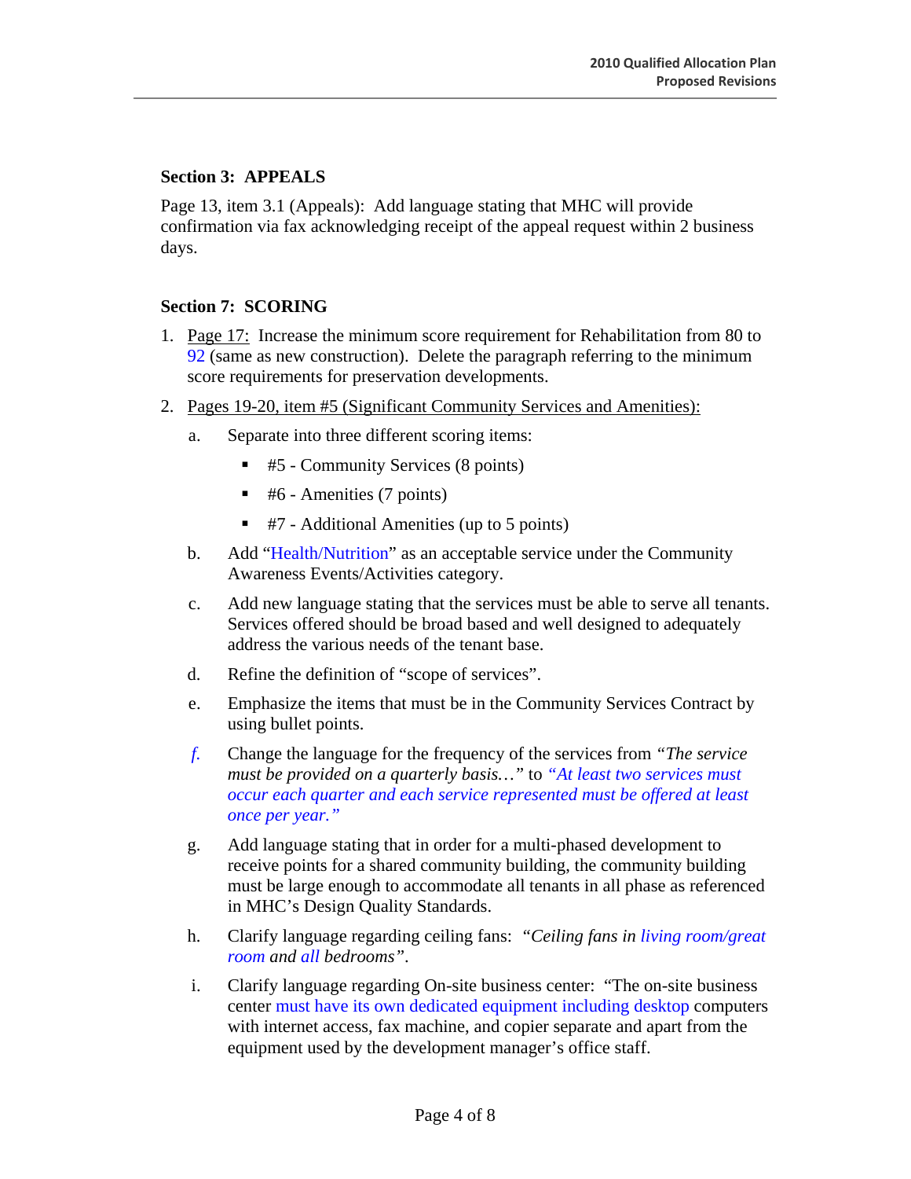**Section 3: APPEALS**

Page 13, item 3.1 (Appeals): Add language stating that MHC will provide confirmation via fax acknowledging receipt of the appeal request within 2 business days.

**Section 7: SCORING**

1. Page 17: Increase the minimum score requirement for Rehabilitation from 80 to 92 (same as new construction). Delete the paragraph referring to the minimum score requirements for preservation developments.

2. Pages 19-20, item #5 (Significant Community Services and Amenities):

   a. Separate into three different scoring items:

      - #5 - Community Services (8 points)
      - #6 - Amenities (7 points)
      - #7 - Additional Amenities (up to 5 points)

   b. Add "Health/Nutrition" as an acceptable service under the Community Awareness Events/Activities category.

   c. Add new language stating that the services must be able to serve all tenants. Services offered should be broad based and well designed to adequately address the various needs of the tenant base.

   d. Refine the definition of "scope of services".

   e. Emphasize the items that must be in the Community Services Contract by using bullet points.

   *f.* Change the language for the frequency of the services from *"The service must be provided on a quarterly basis…"* to *"At least two services must occur each quarter and each service represented must be offered at least once per year."*

   g. Add language stating that in order for a multi-phased development to receive points for a shared community building, the community building must be large enough to accommodate all tenants in all phase as referenced in MHC's Design Quality Standards.

   h. Clarify language regarding ceiling fans: *"Ceiling fans in living room/great room and all bedrooms"*.

   i. Clarify language regarding On-site business center: "The on-site business center must have its own dedicated equipment including desktop computers with internet access, fax machine, and copier separate and apart from the equipment used by the development manager's office staff.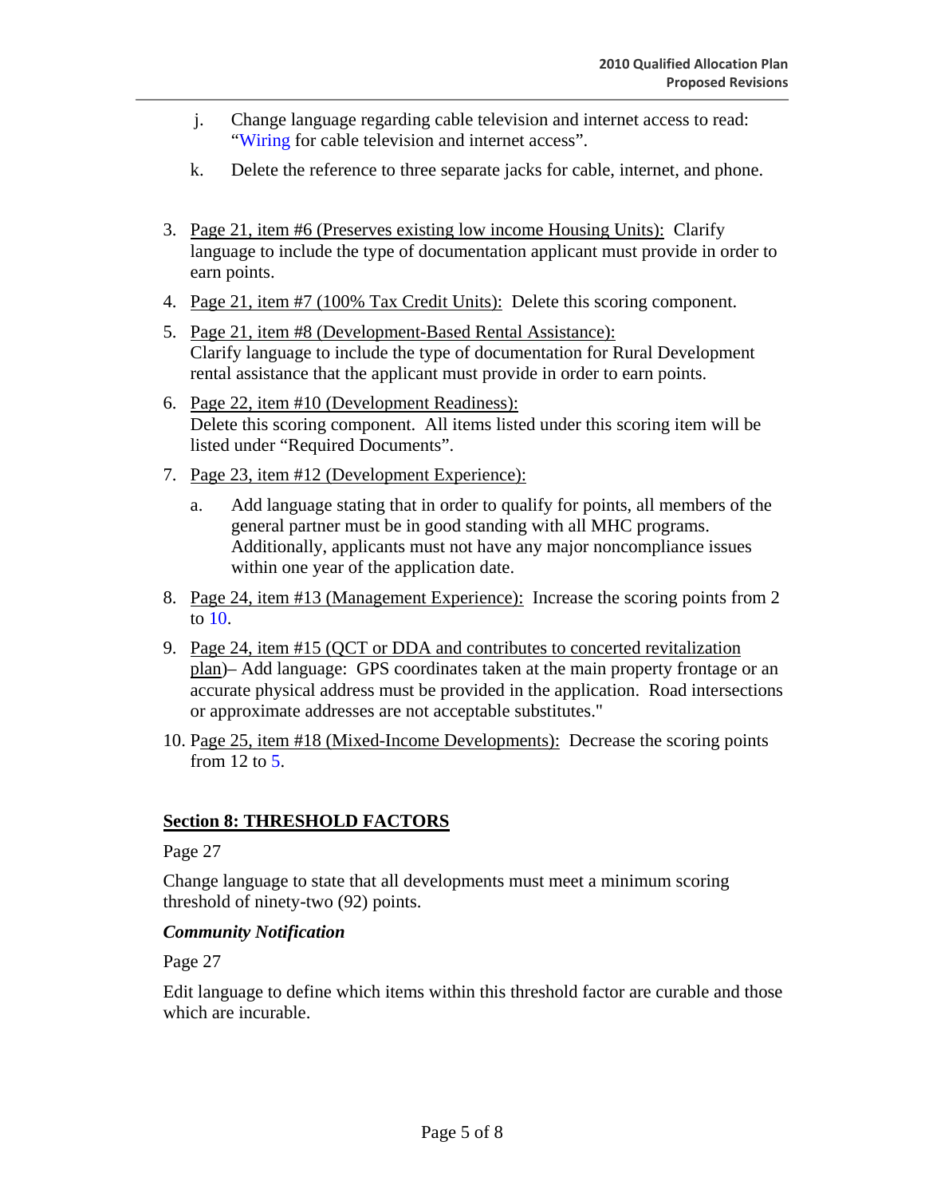j. Change language regarding cable television and internet access to read: "Wiring for cable television and internet access".

k. Delete the reference to three separate jacks for cable, internet, and phone.

3. Page 21, item #6 (Preserves existing low income Housing Units): Clarify language to include the type of documentation applicant must provide in order to earn points.
4. Page 21, item #7 (100% Tax Credit Units): Delete this scoring component.
5. Page 21, item #8 (Development-Based Rental Assistance): Clarify language to include the type of documentation for Rural Development rental assistance that the applicant must provide in order to earn points.
6. Page 22, item #10 (Development Readiness): Delete this scoring component. All items listed under this scoring item will be listed under "Required Documents".
7. Page 23, item #12 (Development Experience):

   a. Add language stating that in order to qualify for points, all members of the general partner must be in good standing with all MHC programs. Additionally, applicants must not have any major noncompliance issues within one year of the application date.

8. Page 24, item #13 (Management Experience): Increase the scoring points from 2 to 10.
9. Page 24, item #15 (QCT or DDA and contributes to concerted revitalization plan)– Add language: GPS coordinates taken at the main property frontage or an accurate physical address must be provided in the application. Road intersections or approximate addresses are not acceptable substitutes."
10. Page 25, item #18 (Mixed-Income Developments): Decrease the scoring points from 12 to 5.

## Section 8: THRESHOLD FACTORS

Page 27

Change language to state that all developments must meet a minimum scoring threshold of ninety-two (92) points.

***Community Notification***

Page 27

Edit language to define which items within this threshold factor are curable and those which are incurable.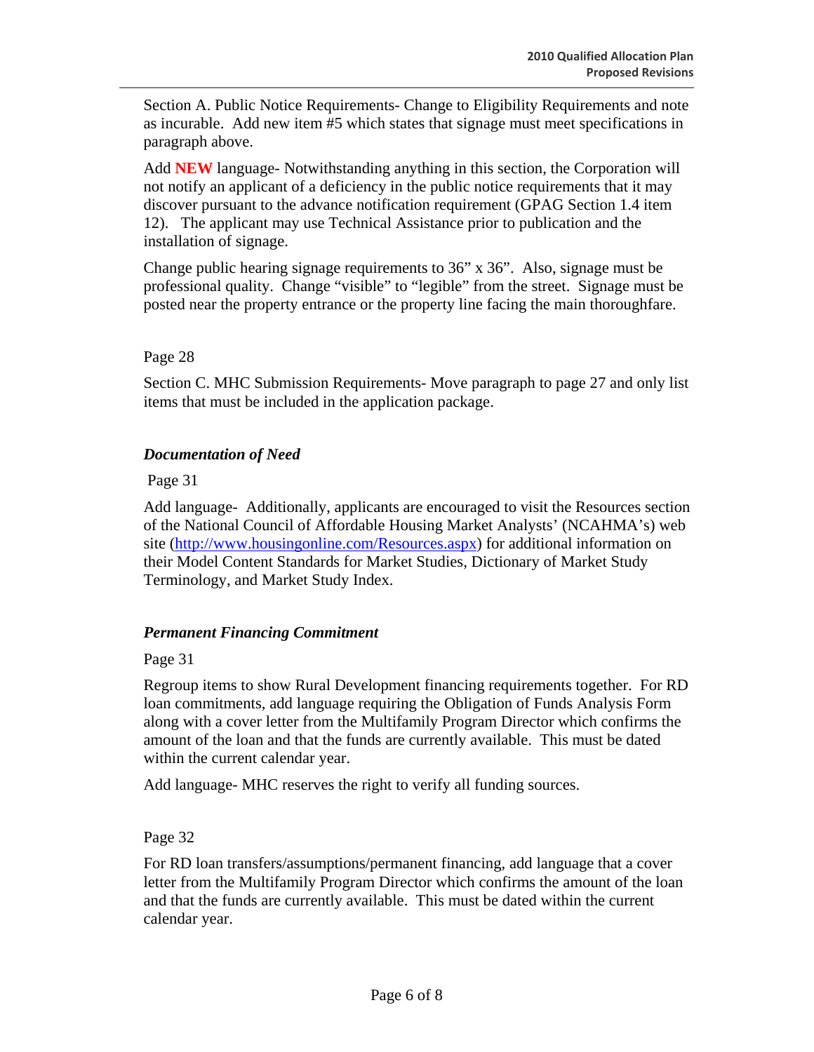Section A. Public Notice Requirements- Change to Eligibility Requirements and note as incurable. Add new item #5 which states that signage must meet specifications in paragraph above.

Add **NEW** language- Notwithstanding anything in this section, the Corporation will not notify an applicant of a deficiency in the public notice requirements that it may discover pursuant to the advance notification requirement (GPAG Section 1.4 item 12). The applicant may use Technical Assistance prior to publication and the installation of signage.

Change public hearing signage requirements to 36" x 36". Also, signage must be professional quality. Change "visible" to "legible" from the street. Signage must be posted near the property entrance or the property line facing the main thoroughfare.

Page 28

Section C. MHC Submission Requirements- Move paragraph to page 27 and only list items that must be included in the application package.

### *Documentation of Need*

Page 31

Add language- Additionally, applicants are encouraged to visit the Resources section of the National Council of Affordable Housing Market Analysts' (NCAHMA's) web site (http://www.housingonline.com/Resources.aspx) for additional information on their Model Content Standards for Market Studies, Dictionary of Market Study Terminology, and Market Study Index.

### *Permanent Financing Commitment*

Page 31

Regroup items to show Rural Development financing requirements together. For RD loan commitments, add language requiring the Obligation of Funds Analysis Form along with a cover letter from the Multifamily Program Director which confirms the amount of the loan and that the funds are currently available. This must be dated within the current calendar year.

Add language- MHC reserves the right to verify all funding sources.

Page 32

For RD loan transfers/assumptions/permanent financing, add language that a cover letter from the Multifamily Program Director which confirms the amount of the loan and that the funds are currently available. This must be dated within the current calendar year.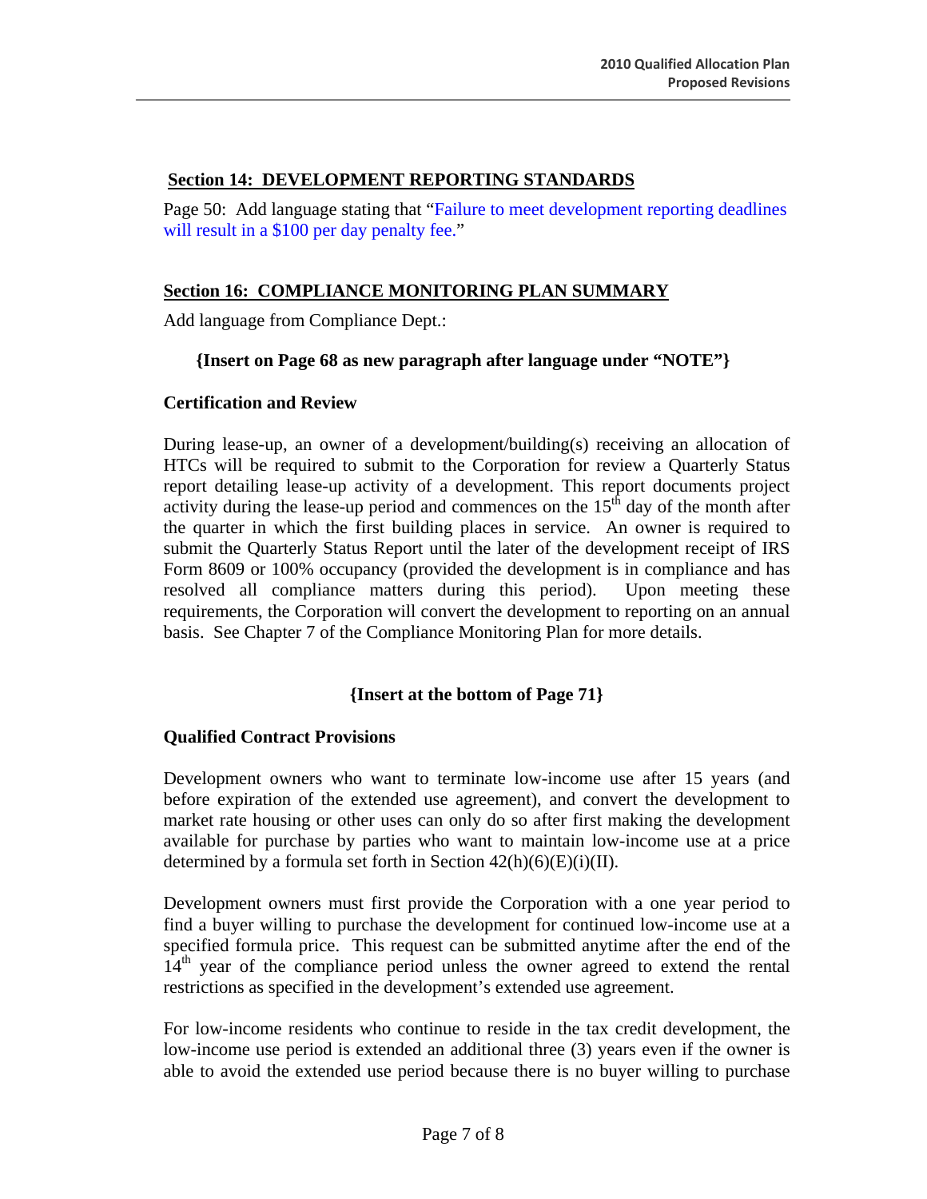## Section 14: DEVELOPMENT REPORTING STANDARDS

Page 50: Add language stating that "Failure to meet development reporting deadlines will result in a $100 per day penalty fee."

## Section 16: COMPLIANCE MONITORING PLAN SUMMARY

Add language from Compliance Dept.:

**{Insert on Page 68 as new paragraph after language under "NOTE"}**

### Certification and Review

During lease-up, an owner of a development/building(s) receiving an allocation of HTCs will be required to submit to the Corporation for review a Quarterly Status report detailing lease-up activity of a development. This report documents project activity during the lease-up period and commences on the 15th day of the month after the quarter in which the first building places in service. An owner is required to submit the Quarterly Status Report until the later of the development receipt of IRS Form 8609 or 100% occupancy (provided the development is in compliance and has resolved all compliance matters during this period). Upon meeting these requirements, the Corporation will convert the development to reporting on an annual basis. See Chapter 7 of the Compliance Monitoring Plan for more details.

**{Insert at the bottom of Page 71}**

### Qualified Contract Provisions

Development owners who want to terminate low-income use after 15 years (and before expiration of the extended use agreement), and convert the development to market rate housing or other uses can only do so after first making the development available for purchase by parties who want to maintain low-income use at a price determined by a formula set forth in Section 42(h)(6)(E)(i)(II).

Development owners must first provide the Corporation with a one year period to find a buyer willing to purchase the development for continued low-income use at a specified formula price. This request can be submitted anytime after the end of the 14th year of the compliance period unless the owner agreed to extend the rental restrictions as specified in the development's extended use agreement.

For low-income residents who continue to reside in the tax credit development, the low-income use period is extended an additional three (3) years even if the owner is able to avoid the extended use period because there is no buyer willing to purchase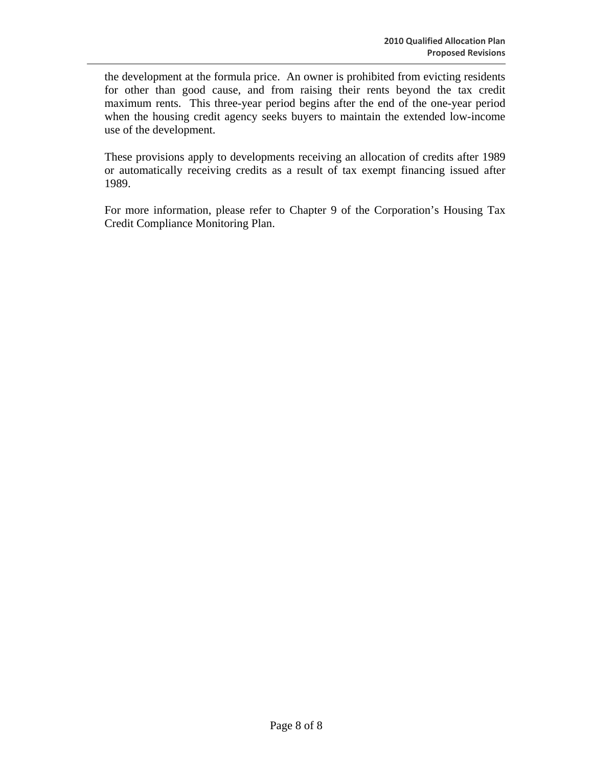the development at the formula price. An owner is prohibited from evicting residents for other than good cause, and from raising their rents beyond the tax credit maximum rents. This three-year period begins after the end of the one-year period when the housing credit agency seeks buyers to maintain the extended low-income use of the development.

These provisions apply to developments receiving an allocation of credits after 1989 or automatically receiving credits as a result of tax exempt financing issued after 1989.

For more information, please refer to Chapter 9 of the Corporation's Housing Tax Credit Compliance Monitoring Plan.